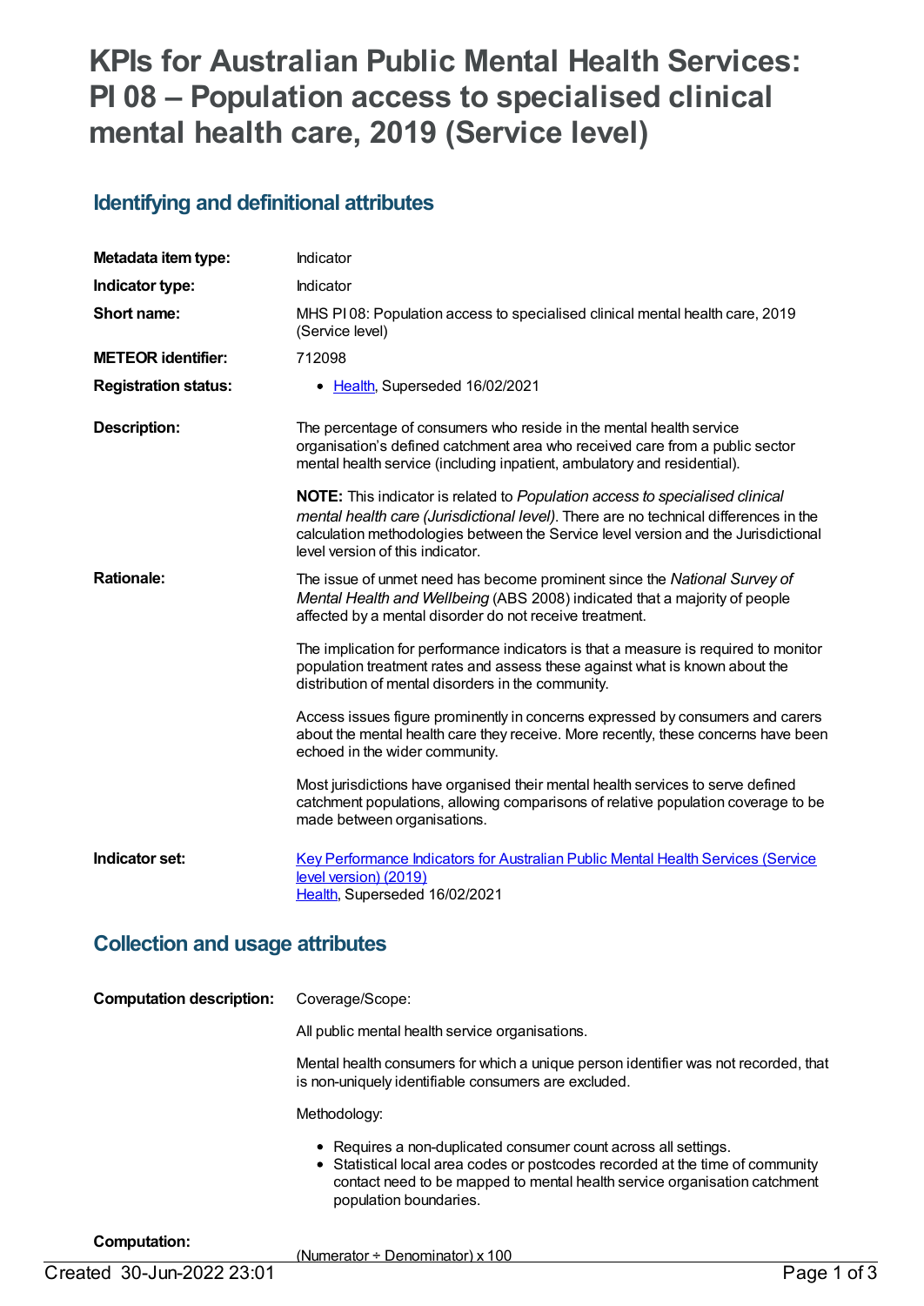# KPIs for Australian Public Mental Health Services: PI 08 – Population access to specialised clinical mental health care, 2019 (Service level)

## Identifying and definitional attributes

| | |
|---|---|
| **Metadata item type:** | Indicator |
| **Indicator type:** | Indicator |
| **Short name:** | MHS PI 08: Population access to specialised clinical mental health care, 2019 (Service level) |
| **METEOR identifier:** | 712098 |
| **Registration status:** | • Health, Superseded 16/02/2021 |
| **Description:** | The percentage of consumers who reside in the mental health service organisation's defined catchment area who received care from a public sector mental health service (including inpatient, ambulatory and residential).<br><br>**NOTE:** This indicator is related to *Population access to specialised clinical mental health care (Jurisdictional level)*. There are no technical differences in the calculation methodologies between the Service level version and the Jurisdictional level version of this indicator. |
| **Rationale:** | The issue of unmet need has become prominent since the *National Survey of Mental Health and Wellbeing* (ABS 2008) indicated that a majority of people affected by a mental disorder do not receive treatment.<br><br>The implication for performance indicators is that a measure is required to monitor population treatment rates and assess these against what is known about the distribution of mental disorders in the community.<br><br>Access issues figure prominently in concerns expressed by consumers and carers about the mental health care they receive. More recently, these concerns have been echoed in the wider community.<br><br>Most jurisdictions have organised their mental health services to serve defined catchment populations, allowing comparisons of relative population coverage to be made between organisations. |
| **Indicator set:** | Key Performance Indicators for Australian Public Mental Health Services (Service level version) (2019)<br>Health, Superseded 16/02/2021 |

## Collection and usage attributes

| | |
|---|---|
| **Computation description:** | Coverage/Scope:<br><br>All public mental health service organisations.<br><br>Mental health consumers for which a unique person identifier was not recorded, that is non-uniquely identifiable consumers are excluded.<br><br>Methodology:<br><br>• Requires a non-duplicated consumer count across all settings.<br>• Statistical local area codes or postcodes recorded at the time of community contact need to be mapped to mental health service organisation catchment population boundaries. |
| **Computation:** | (Numerator ÷ Denominator) x 100 |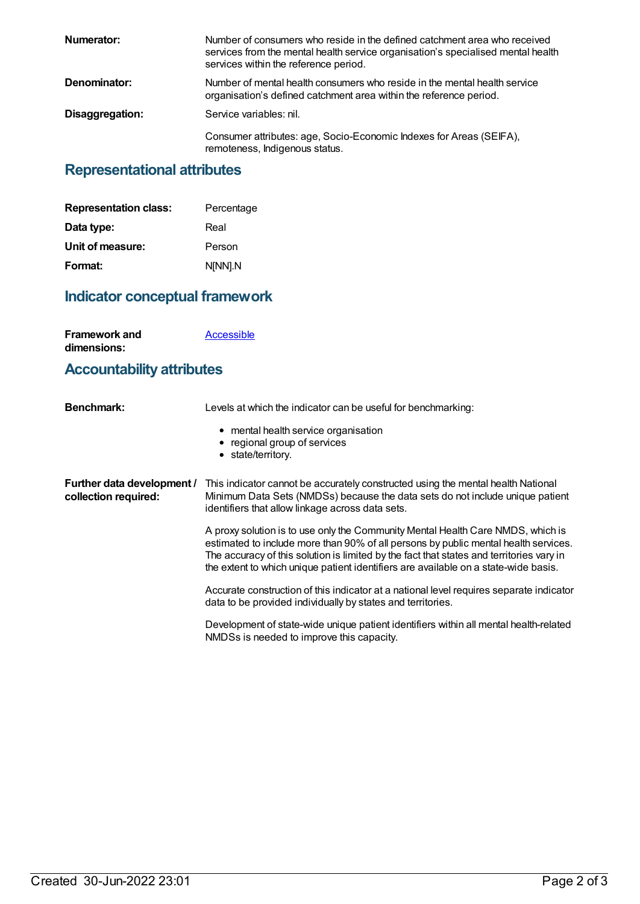**Numerator:** Number of consumers who reside in the defined catchment area who received services from the mental health service organisation's specialised mental health services within the reference period.

**Denominator:** Number of mental health consumers who reside in the mental health service organisation's defined catchment area within the reference period.

**Disaggregation:** Service variables: nil.

Consumer attributes: age, Socio-Economic Indexes for Areas (SEIFA), remoteness, Indigenous status.

## Representational attributes

| | |
|---|---|
| **Representation class:** | Percentage |
| **Data type:** | Real |
| **Unit of measure:** | Person |
| **Format:** | N[NN].N |

## Indicator conceptual framework

**Framework and dimensions:** Accessible

## Accountability attributes

**Benchmark:** Levels at which the indicator can be useful for benchmarking:

- mental health service organisation
- regional group of services
- state/territory.

**Further data development / collection required:** This indicator cannot be accurately constructed using the mental health National Minimum Data Sets (NMDSs) because the data sets do not include unique patient identifiers that allow linkage across data sets.

A proxy solution is to use only the Community Mental Health Care NMDS, which is estimated to include more than 90% of all persons by public mental health services. The accuracy of this solution is limited by the fact that states and territories vary in the extent to which unique patient identifiers are available on a state-wide basis.

Accurate construction of this indicator at a national level requires separate indicator data to be provided individually by states and territories.

Development of state-wide unique patient identifiers within all mental health-related NMDSs is needed to improve this capacity.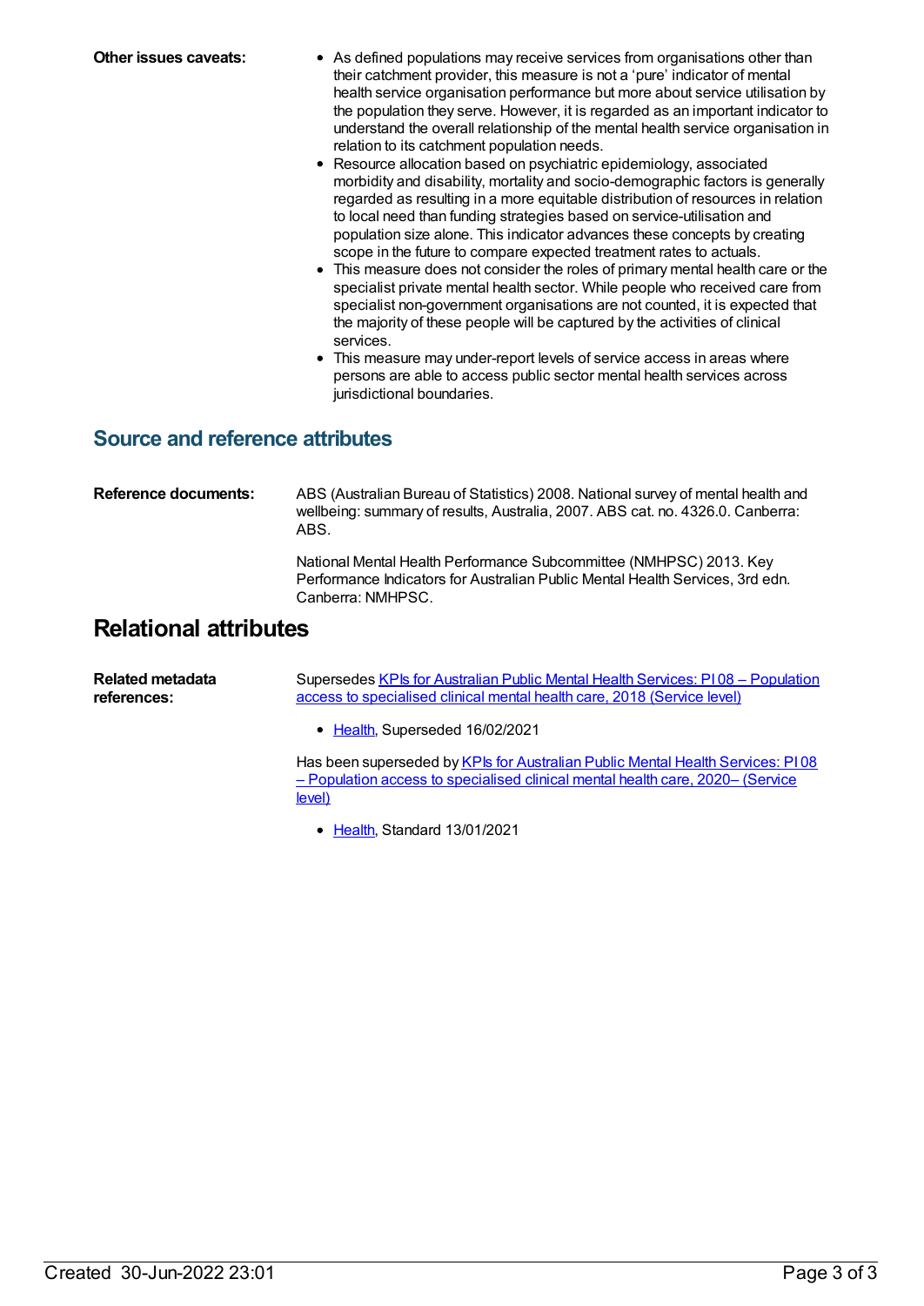**Other issues caveats:**

- As defined populations may receive services from organisations other than their catchment provider, this measure is not a 'pure' indicator of mental health service organisation performance but more about service utilisation by the population they serve. However, it is regarded as an important indicator to understand the overall relationship of the mental health service organisation in relation to its catchment population needs.
- Resource allocation based on psychiatric epidemiology, associated morbidity and disability, mortality and socio-demographic factors is generally regarded as resulting in a more equitable distribution of resources in relation to local need than funding strategies based on service-utilisation and population size alone. This indicator advances these concepts by creating scope in the future to compare expected treatment rates to actuals.
- This measure does not consider the roles of primary mental health care or the specialist private mental health sector. While people who received care from specialist non-government organisations are not counted, it is expected that the majority of these people will be captured by the activities of clinical services.
- This measure may under-report levels of service access in areas where persons are able to access public sector mental health services across jurisdictional boundaries.

## Source and reference attributes

**Reference documents:**

ABS (Australian Bureau of Statistics) 2008. National survey of mental health and wellbeing: summary of results, Australia, 2007. ABS cat. no. 4326.0. Canberra: ABS.

National Mental Health Performance Subcommittee (NMHPSC) 2013. Key Performance Indicators for Australian Public Mental Health Services, 3rd edn. Canberra: NMHPSC.

# Relational attributes

**Related metadata references:**

Supersedes KPIs for Australian Public Mental Health Services: PI 08 – Population access to specialised clinical mental health care, 2018 (Service level)

- Health, Superseded 16/02/2021

Has been superseded by KPIs for Australian Public Mental Health Services: PI 08 – Population access to specialised clinical mental health care, 2020– (Service level)

- Health, Standard 13/01/2021